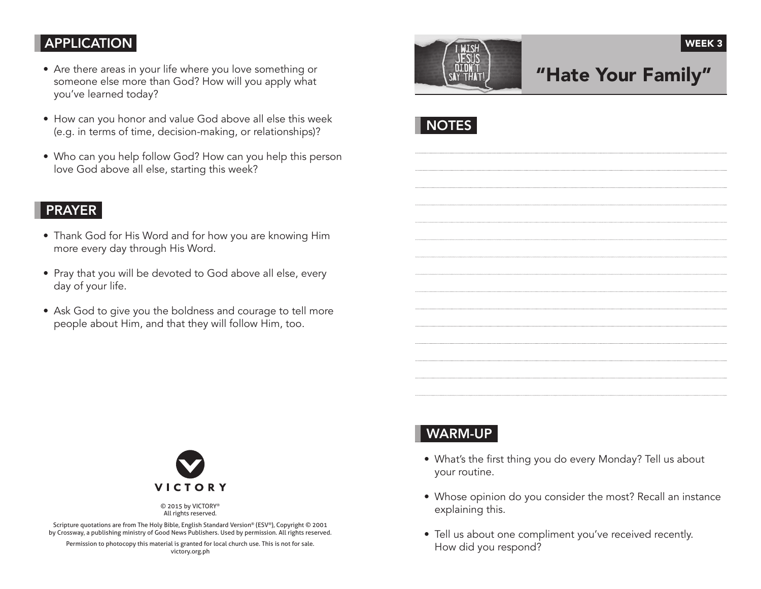## APPLICATION

- Are there areas in your life where you love something or someone else more than God? How will you apply what you've learned today?
- How can you honor and value God above all else this week (e.g. in terms of time, decision-making, or relationships)?
- Who can you help follow God? How can you help this person love God above all else, starting this week?

## PRAYER

- Thank God for His Word and for how you are knowing Him more every day through His Word.
- Pray that you will be devoted to God above all else, every day of your life.
- Ask God to give you the boldness and courage to tell more people about Him, and that they will follow Him, too.

VICTORY

© 2015 by VICTORY®
All rights reserved.

Scripture quotations are from The Holy Bible, English Standard Version® (ESV®), Copyright © 2001 by Crossway, a publishing ministry of Good News Publishers. Used by permission. All rights reserved.

Permission to photocopy this material is granted for local church use. This is not for sale.
victory.org.ph

I WISH JESUS DIDN'T SAY THAT!

WEEK 3

# "Hate Your Family"

## NOTES

## WARM-UP

- What's the first thing you do every Monday? Tell us about your routine.
- Whose opinion do you consider the most? Recall an instance explaining this.
- Tell us about one compliment you've received recently. How did you respond?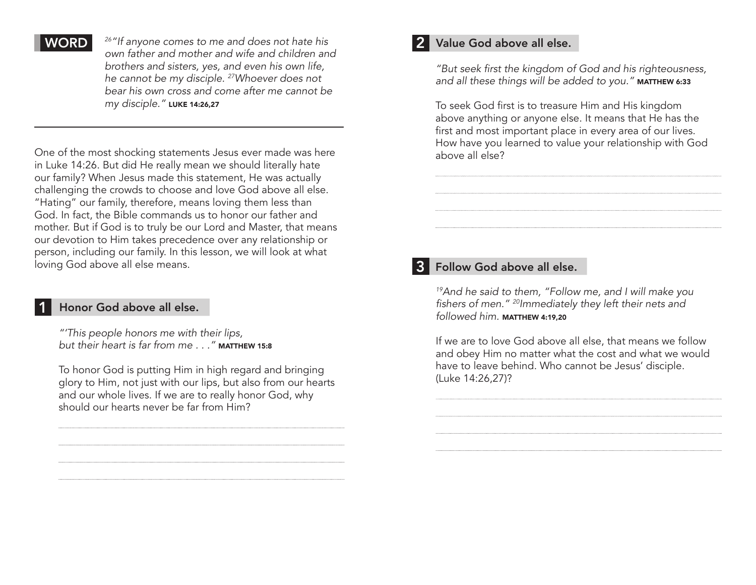**WORD**

*[26] "If anyone comes to me and does not hate his own father and mother and wife and children and brothers and sisters, yes, and even his own life, he cannot be my disciple. [27] Whoever does not bear his own cross and come after me cannot be my disciple."* **LUKE 14:26,27**

---

One of the most shocking statements Jesus ever made was here in Luke 14:26. But did He really mean we should literally hate our family? When Jesus made this statement, He was actually challenging the crowds to choose and love God above all else. "Hating" our family, therefore, means loving them less than God. In fact, the Bible commands us to honor our father and mother. But if God is to truly be our Lord and Master, that means our devotion to Him takes precedence over any relationship or person, including our family. In this lesson, we will look at what loving God above all else means.

## 1 Honor God above all else.

*"'This people honors me with their lips,*
*but their heart is far from me . . ."* **MATTHEW 15:8**

To honor God is putting Him in high regard and bringing glory to Him, not just with our lips, but also from our hearts and our whole lives. If we are to really honor God, why should our hearts never be far from Him?

## 2 Value God above all else.

*"But seek first the kingdom of God and his righteousness, and all these things will be added to you."* **MATTHEW 6:33**

To seek God first is to treasure Him and His kingdom above anything or anyone else. It means that He has the first and most important place in every area of our lives. How have you learned to value your relationship with God above all else?

## 3 Follow God above all else.

*[19] And he said to them, "Follow me, and I will make you fishers of men." [20] Immediately they left their nets and followed him.* **MATTHEW 4:19,20**

If we are to love God above all else, that means we follow and obey Him no matter what the cost and what we would have to leave behind. Who cannot be Jesus' disciple. (Luke 14:26,27)?